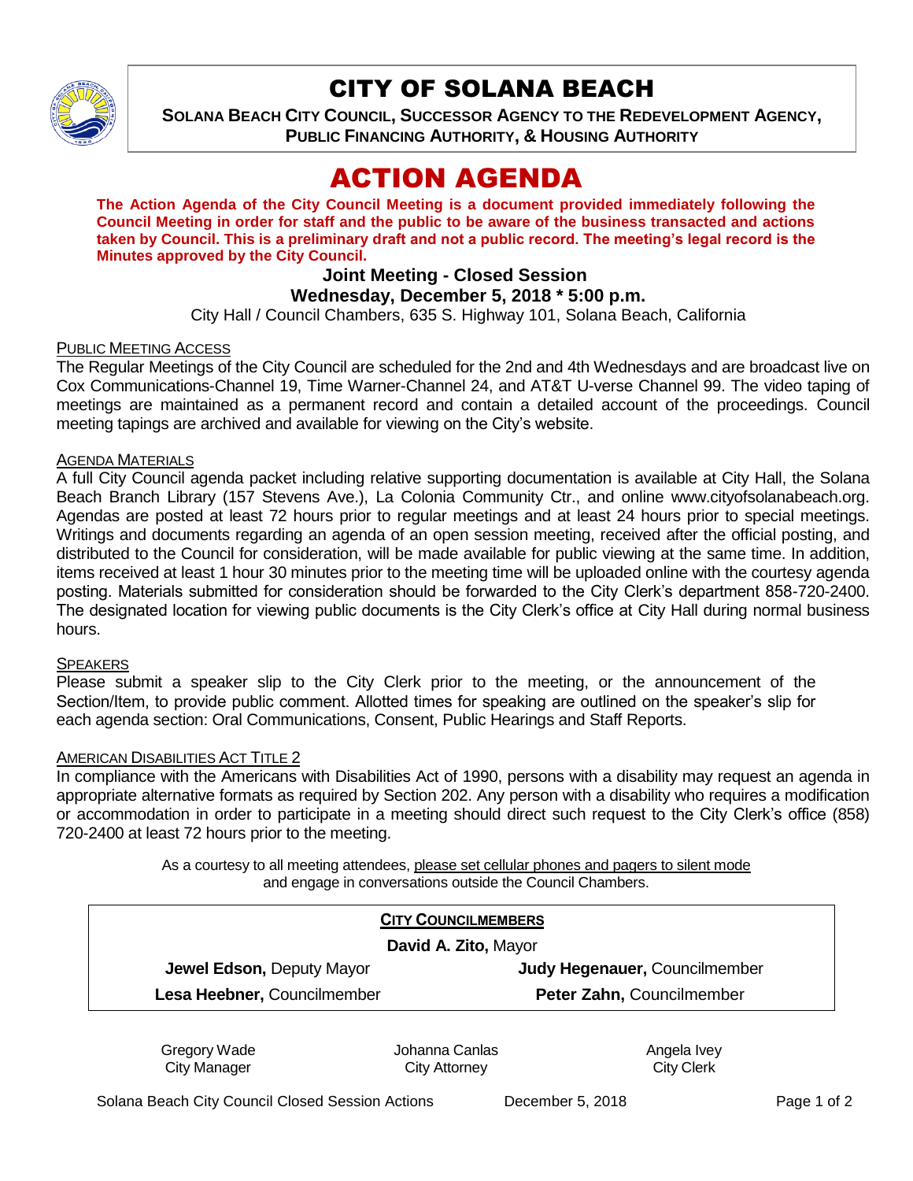# CITY OF SOLANA BEACH

**SOLANA BEACH CITY COUNCIL, SUCCESSOR AGENCY TO THE REDEVELOPMENT AGENCY, PUBLIC FINANCING AUTHORITY, & HOUSING AUTHORITY**

# ACTION AGENDA

**The Action Agenda of the City Council Meeting is a document provided immediately following the Council Meeting in order for staff and the public to be aware of the business transacted and actions taken by Council. This is a preliminary draft and not a public record. The meeting's legal record is the Minutes approved by the City Council.**

**Joint Meeting - Closed Session**

**Wednesday, December 5, 2018 * 5:00 p.m.**

City Hall / Council Chambers, 635 S. Highway 101, Solana Beach, California

PUBLIC MEETING ACCESS

The Regular Meetings of the City Council are scheduled for the 2nd and 4th Wednesdays and are broadcast live on Cox Communications-Channel 19, Time Warner-Channel 24, and AT&T U-verse Channel 99. The video taping of meetings are maintained as a permanent record and contain a detailed account of the proceedings. Council meeting tapings are archived and available for viewing on the City's website.

AGENDA MATERIALS

A full City Council agenda packet including relative supporting documentation is available at City Hall, the Solana Beach Branch Library (157 Stevens Ave.), La Colonia Community Ctr., and online www.cityofsolanabeach.org. Agendas are posted at least 72 hours prior to regular meetings and at least 24 hours prior to special meetings. Writings and documents regarding an agenda of an open session meeting, received after the official posting, and distributed to the Council for consideration, will be made available for public viewing at the same time. In addition, items received at least 1 hour 30 minutes prior to the meeting time will be uploaded online with the courtesy agenda posting. Materials submitted for consideration should be forwarded to the City Clerk's department 858-720-2400. The designated location for viewing public documents is the City Clerk's office at City Hall during normal business hours.

SPEAKERS

Please submit a speaker slip to the City Clerk prior to the meeting, or the announcement of the Section/Item, to provide public comment. Allotted times for speaking are outlined on the speaker's slip for each agenda section: Oral Communications, Consent, Public Hearings and Staff Reports.

AMERICAN DISABILITIES ACT TITLE 2

In compliance with the Americans with Disabilities Act of 1990, persons with a disability may request an agenda in appropriate alternative formats as required by Section 202. Any person with a disability who requires a modification or accommodation in order to participate in a meeting should direct such request to the City Clerk's office (858) 720-2400 at least 72 hours prior to the meeting.

As a courtesy to all meeting attendees, please set cellular phones and pagers to silent mode and engage in conversations outside the Council Chambers.

**CITY COUNCILMEMBERS**

**David A. Zito,** Mayor

| | |
|---|---|
| **Jewel Edson,** Deputy Mayor | **Judy Hegenauer,** Councilmember |
| **Lesa Heebner,** Councilmember | **Peter Zahn,** Councilmember |

| Gregory Wade | Johanna Canlas | Angela Ivey |
|---|---|---|
| City Manager | City Attorney | City Clerk |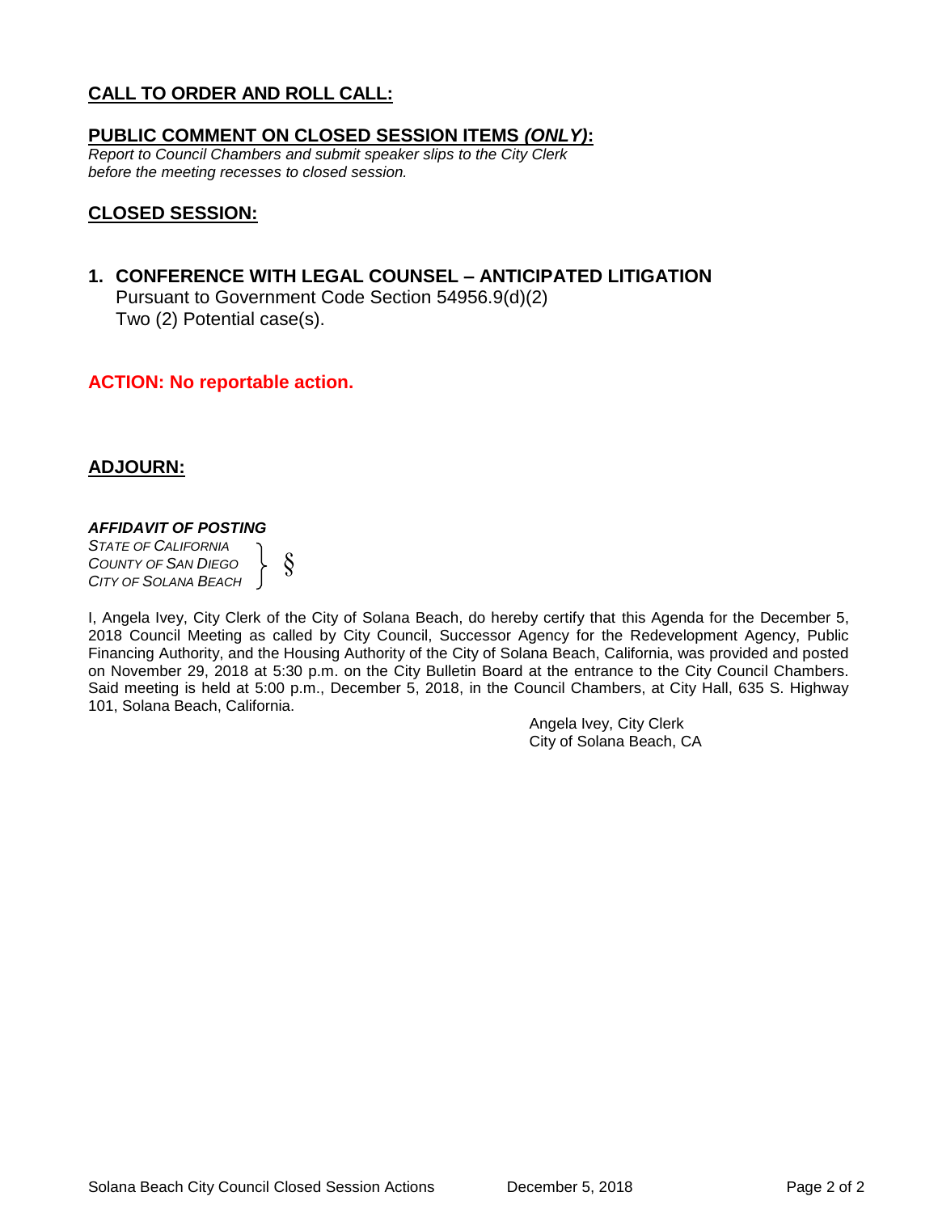## CALL TO ORDER AND ROLL CALL:

## PUBLIC COMMENT ON CLOSED SESSION ITEMS *(ONLY)*:

*Report to Council Chambers and submit speaker slips to the City Clerk before the meeting recesses to closed session.*

## CLOSED SESSION:

### 1. CONFERENCE WITH LEGAL COUNSEL – ANTICIPATED LITIGATION

Pursuant to Government Code Section 54956.9(d)(2)
Two (2) Potential case(s).

**ACTION: No reportable action.**

## ADJOURN:

***AFFIDAVIT OF POSTING***

*STATE OF CALIFORNIA*
*COUNTY OF SAN DIEGO* §
*CITY OF SOLANA BEACH*

I, Angela Ivey, City Clerk of the City of Solana Beach, do hereby certify that this Agenda for the December 5, 2018 Council Meeting as called by City Council, Successor Agency for the Redevelopment Agency, Public Financing Authority, and the Housing Authority of the City of Solana Beach, California, was provided and posted on November 29, 2018 at 5:30 p.m. on the City Bulletin Board at the entrance to the City Council Chambers. Said meeting is held at 5:00 p.m., December 5, 2018, in the Council Chambers, at City Hall, 635 S. Highway 101, Solana Beach, California.

Angela Ivey, City Clerk
City of Solana Beach, CA